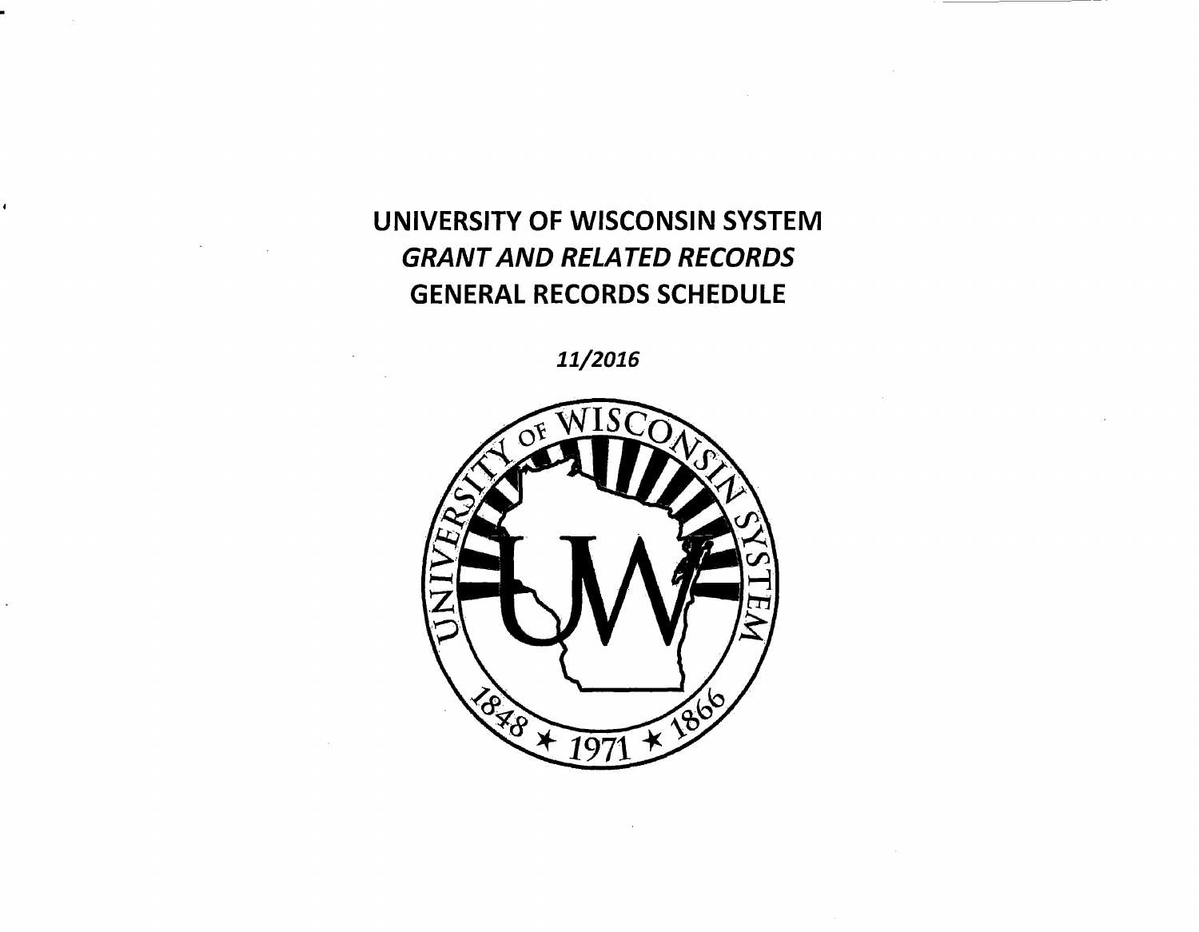# UNIVERSITY OF WISCONSIN SYSTEM

## *GRANT AND RELATED RECORDS*

## GENERAL RECORDS SCHEDULE

***11/2016***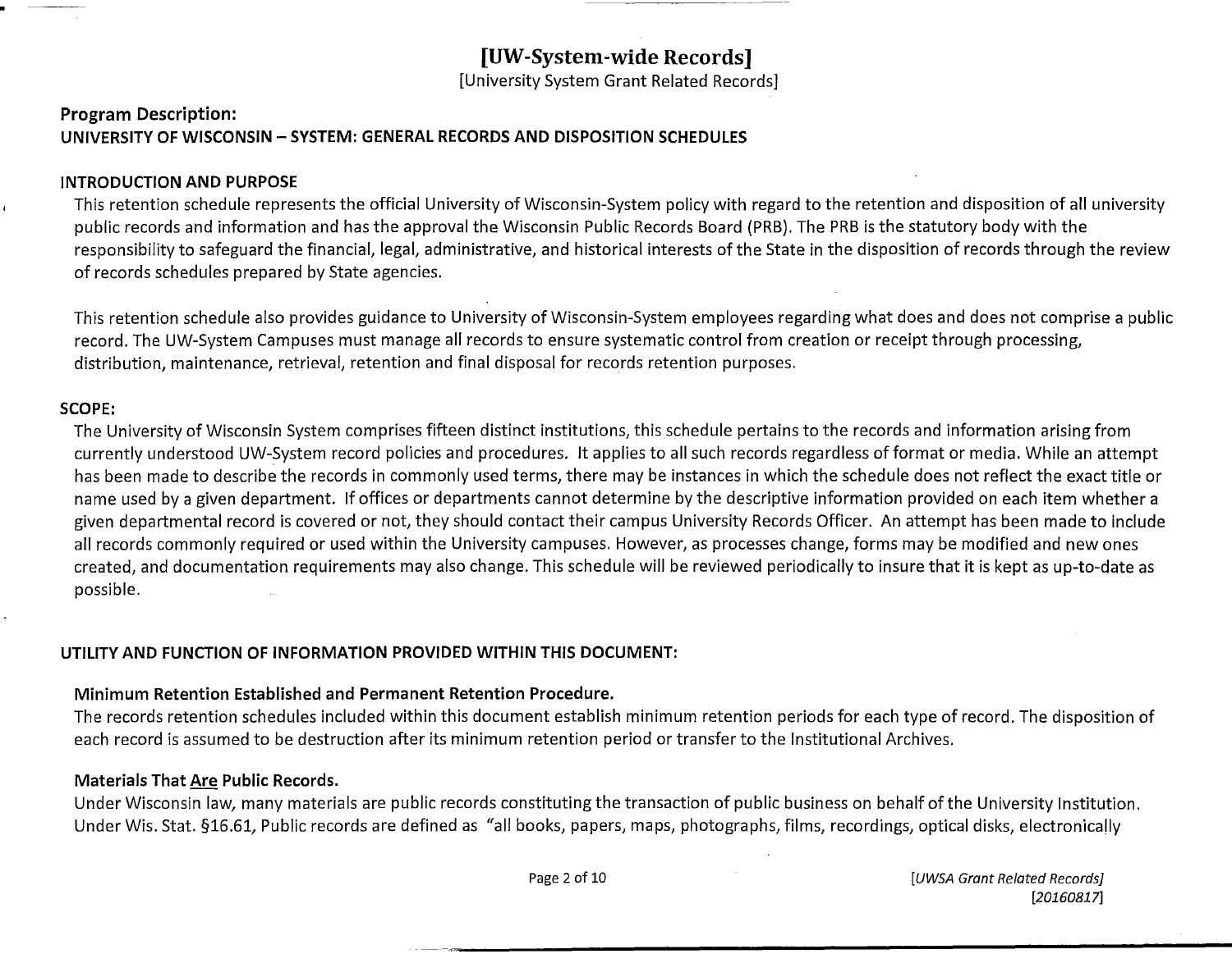# [UW-System-wide Records]

[University System Grant Related Records]

## Program Description:

## UNIVERSITY OF WISCONSIN – SYSTEM: GENERAL RECORDS AND DISPOSITION SCHEDULES

### INTRODUCTION AND PURPOSE

This retention schedule represents the official University of Wisconsin-System policy with regard to the retention and disposition of all university public records and information and has the approval the Wisconsin Public Records Board (PRB). The PRB is the statutory body with the responsibility to safeguard the financial, legal, administrative, and historical interests of the State in the disposition of records through the review of records schedules prepared by State agencies.

This retention schedule also provides guidance to University of Wisconsin-System employees regarding what does and does not comprise a public record. The UW-System Campuses must manage all records to ensure systematic control from creation or receipt through processing, distribution, maintenance, retrieval, retention and final disposal for records retention purposes.

### SCOPE:

The University of Wisconsin System comprises fifteen distinct institutions, this schedule pertains to the records and information arising from currently understood UW-System record policies and procedures. It applies to all such records regardless of format or media. While an attempt has been made to describe the records in commonly used terms, there may be instances in which the schedule does not reflect the exact title or name used by a given department. If offices or departments cannot determine by the descriptive information provided on each item whether a given departmental record is covered or not, they should contact their campus University Records Officer. An attempt has been made to include all records commonly required or used within the University campuses. However, as processes change, forms may be modified and new ones created, and documentation requirements may also change. This schedule will be reviewed periodically to insure that it is kept as up-to-date as possible.

### UTILITY AND FUNCTION OF INFORMATION PROVIDED WITHIN THIS DOCUMENT:

#### Minimum Retention Established and Permanent Retention Procedure.

The records retention schedules included within this document establish minimum retention periods for each type of record. The disposition of each record is assumed to be destruction after its minimum retention period or transfer to the Institutional Archives.

#### Materials That Are Public Records.

Under Wisconsin law, many materials are public records constituting the transaction of public business on behalf of the University Institution. Under Wis. Stat. §16.61, Public records are defined as "all books, papers, maps, photographs, films, recordings, optical disks, electronically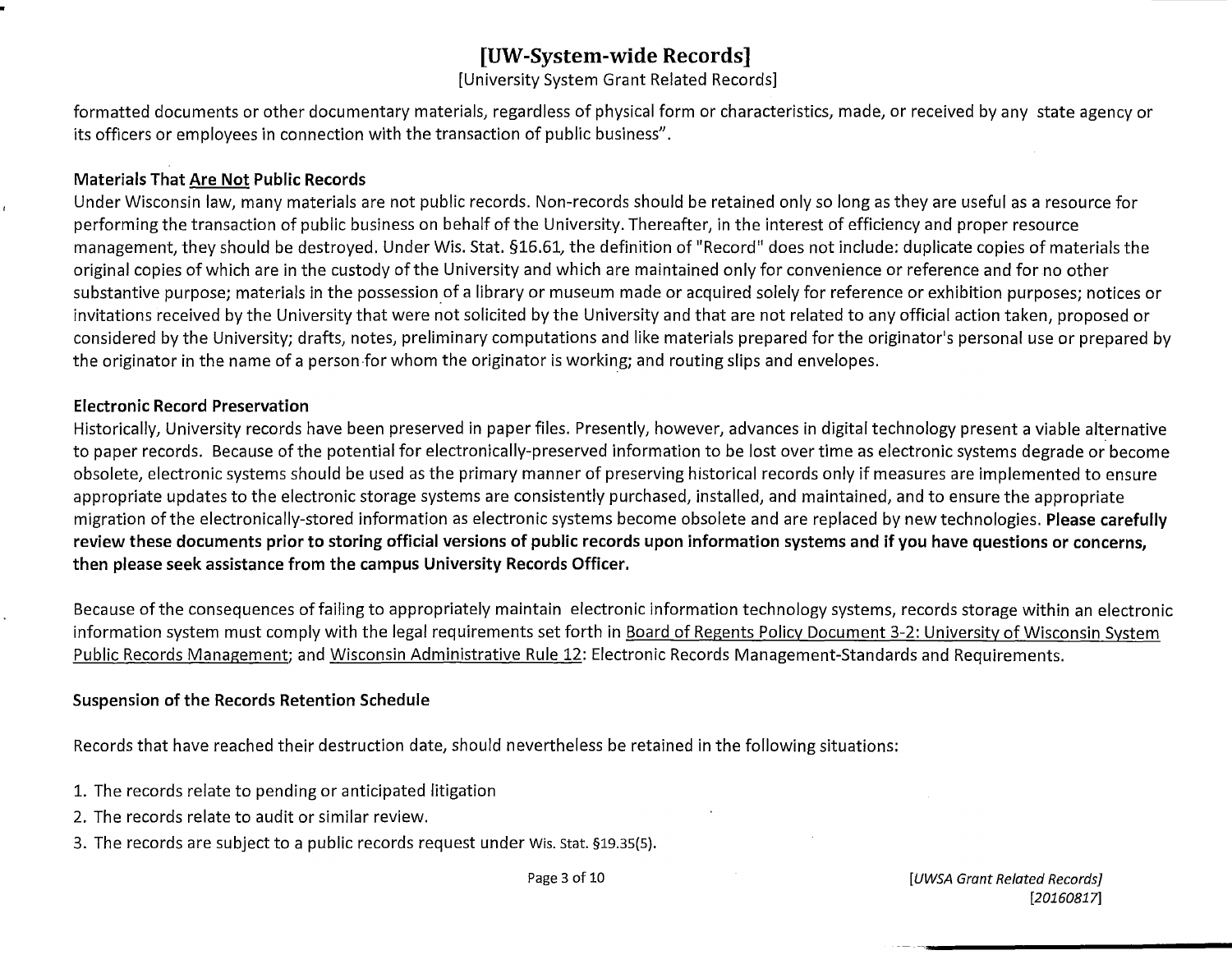formatted documents or other documentary materials, regardless of physical form or characteristics, made, or received by any state agency or its officers or employees in connection with the transaction of public business".

**Materials That Are Not Public Records**

Under Wisconsin law, many materials are not public records. Non-records should be retained only so long as they are useful as a resource for performing the transaction of public business on behalf of the University. Thereafter, in the interest of efficiency and proper resource management, they should be destroyed. Under Wis. Stat. §16.61, the definition of "Record" does not include: duplicate copies of materials the original copies of which are in the custody of the University and which are maintained only for convenience or reference and for no other substantive purpose; materials in the possession of a library or museum made or acquired solely for reference or exhibition purposes; notices or invitations received by the University that were not solicited by the University and that are not related to any official action taken, proposed or considered by the University; drafts, notes, preliminary computations and like materials prepared for the originator's personal use or prepared by the originator in the name of a person for whom the originator is working; and routing slips and envelopes.

**Electronic Record Preservation**

Historically, University records have been preserved in paper files. Presently, however, advances in digital technology present a viable alternative to paper records. Because of the potential for electronically-preserved information to be lost over time as electronic systems degrade or become obsolete, electronic systems should be used as the primary manner of preserving historical records only if measures are implemented to ensure appropriate updates to the electronic storage systems are consistently purchased, installed, and maintained, and to ensure the appropriate migration of the electronically-stored information as electronic systems become obsolete and are replaced by new technologies. **Please carefully review these documents prior to storing official versions of public records upon information systems and if you have questions or concerns, then please seek assistance from the campus University Records Officer.**

Because of the consequences of failing to appropriately maintain electronic information technology systems, records storage within an electronic information system must comply with the legal requirements set forth in Board of Regents Policy Document 3-2: University of Wisconsin System Public Records Management; and Wisconsin Administrative Rule 12: Electronic Records Management-Standards and Requirements.

**Suspension of the Records Retention Schedule**

Records that have reached their destruction date, should nevertheless be retained in the following situations:

1. The records relate to pending or anticipated litigation
2. The records relate to audit or similar review.
3. The records are subject to a public records request under Wis. Stat. §19.35(5).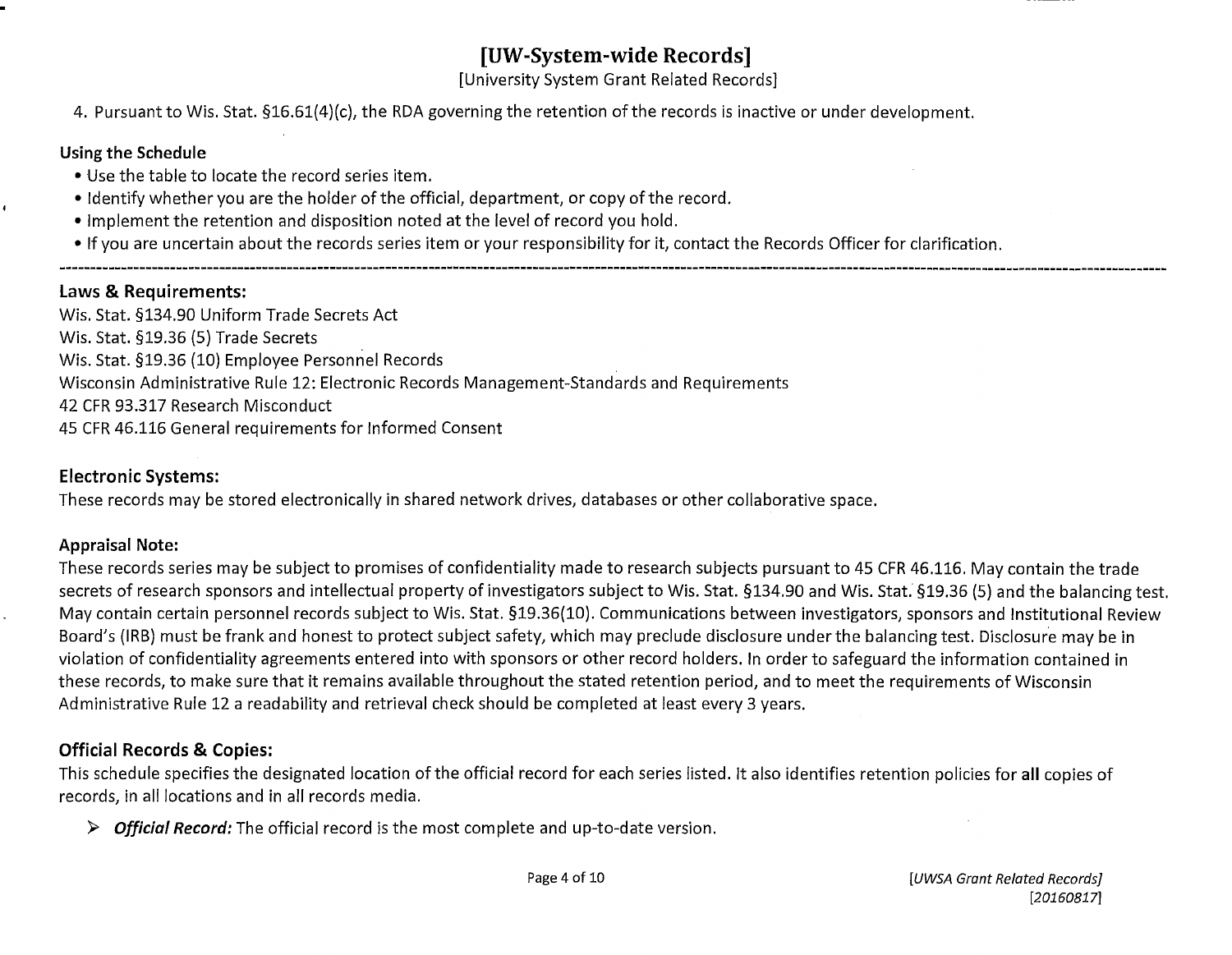# [UW-System-wide Records]

[University System Grant Related Records]

4. Pursuant to Wis. Stat. §16.61(4)(c), the RDA governing the retention of the records is inactive or under development.

**Using the Schedule**

- Use the table to locate the record series item.
- Identify whether you are the holder of the official, department, or copy of the record.
- Implement the retention and disposition noted at the level of record you hold.
- If you are uncertain about the records series item or your responsibility for it, contact the Records Officer for clarification.

---

### Laws & Requirements:

Wis. Stat. §134.90 Uniform Trade Secrets Act
Wis. Stat. §19.36 (5) Trade Secrets
Wis. Stat. §19.36 (10) Employee Personnel Records
Wisconsin Administrative Rule 12: Electronic Records Management-Standards and Requirements
42 CFR 93.317 Research Misconduct
45 CFR 46.116 General requirements for Informed Consent

### Electronic Systems:

These records may be stored electronically in shared network drives, databases or other collaborative space.

**Appraisal Note:**

These records series may be subject to promises of confidentiality made to research subjects pursuant to 45 CFR 46.116. May contain the trade secrets of research sponsors and intellectual property of investigators subject to Wis. Stat. §134.90 and Wis. Stat. §19.36 (5) and the balancing test. May contain certain personnel records subject to Wis. Stat. §19.36(10). Communications between investigators, sponsors and Institutional Review Board's (IRB) must be frank and honest to protect subject safety, which may preclude disclosure under the balancing test. Disclosure may be in violation of confidentiality agreements entered into with sponsors or other record holders. In order to safeguard the information contained in these records, to make sure that it remains available throughout the stated retention period, and to meet the requirements of Wisconsin Administrative Rule 12 a readability and retrieval check should be completed at least every 3 years.

### Official Records & Copies:

This schedule specifies the designated location of the official record for each series listed. It also identifies retention policies for **all** copies of records, in all locations and in all records media.

- ***Official Record:*** The official record is the most complete and up-to-date version.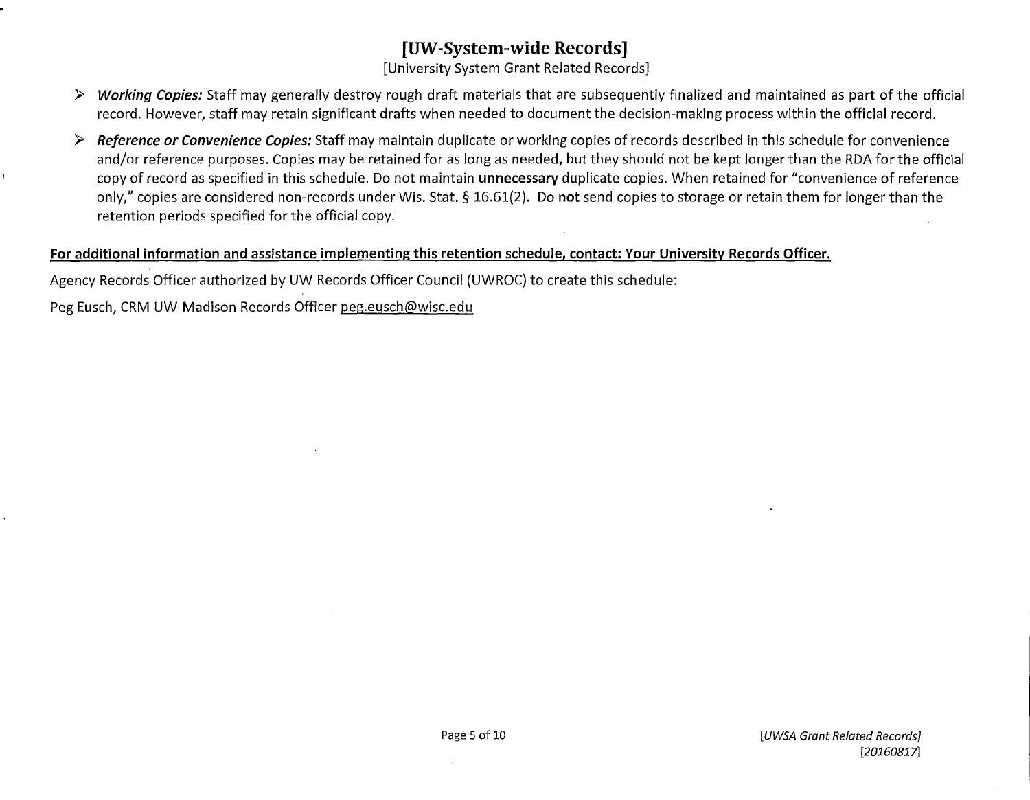- ***Working Copies:*** Staff may generally destroy rough draft materials that are subsequently finalized and maintained as part of the official record. However, staff may retain significant drafts when needed to document the decision-making process within the official record.
- ***Reference or Convenience Copies:*** Staff may maintain duplicate or working copies of records described in this schedule for convenience and/or reference purposes. Copies may be retained for as long as needed, but they should not be kept longer than the RDA for the official copy of record as specified in this schedule. Do not maintain **unnecessary** duplicate copies. When retained for "convenience of reference only," copies are considered non-records under Wis. Stat. § 16.61(2). Do **not** send copies to storage or retain them for longer than the retention periods specified for the official copy.

**For additional information and assistance implementing this retention schedule, contact: Your University Records Officer.**

Agency Records Officer authorized by UW Records Officer Council (UWROC) to create this schedule:

Peg Eusch, CRM UW-Madison Records Officer peg.eusch@wisc.edu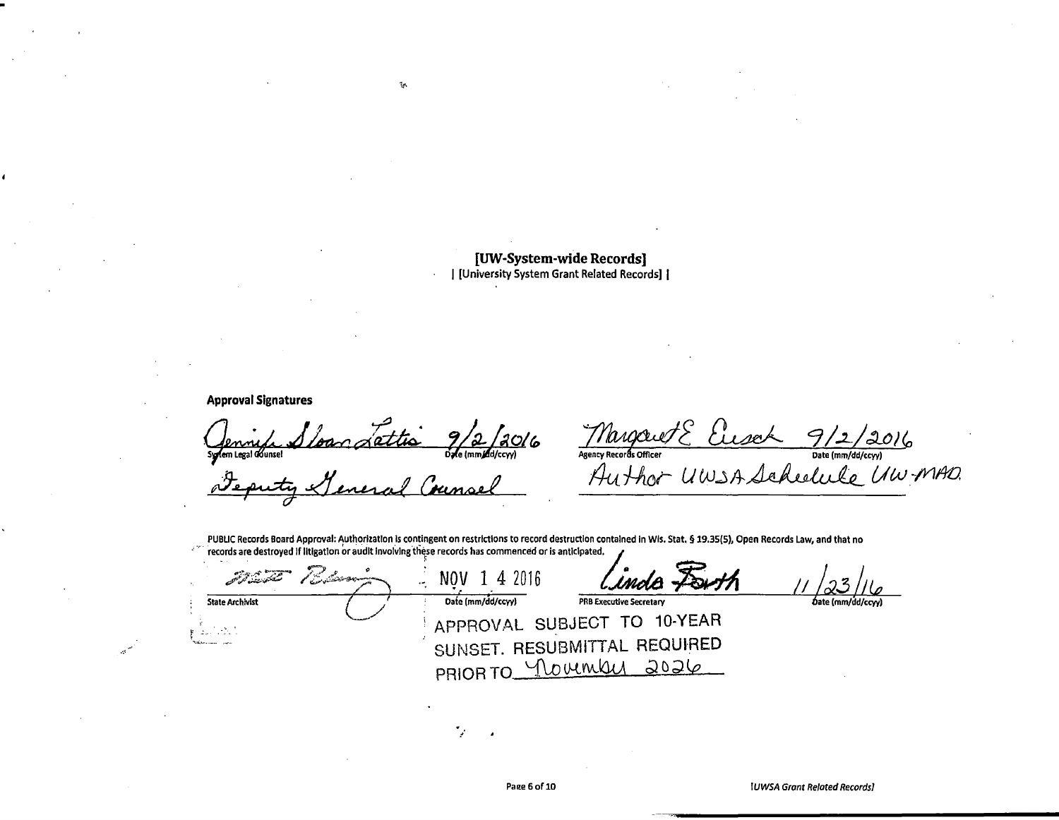**[UW-System-wide Records]**
| [University System Grant Related Records] |

**Approval Signatures**

| Jennifer Sloan Lattis | 9/2/2016 | Margaret E. Eusch | 9/2/2016 |
| --- | --- | --- | --- |
| System Legal Counsel | Date (mm/dd/ccyy) | Agency Records Officer | Date (mm/dd/ccyy) |
| Deputy General Counsel | | Author UWSA Schedule UW-MAD. | |

PUBLIC Records Board Approval: Authorization is contingent on restrictions to record destruction contained in Wis. Stat. § 19.35(5), Open Records Law, and that no records are destroyed if litigation or audit involving these records has commenced or is anticipated.

| [signature] | NOV 1 4 2016 | Linda Barth | 11/23/16 |
| --- | --- | --- | --- |
| State Archivist | Date (mm/dd/ccyy) | PRB Executive Secretary | Date (mm/dd/ccyy) |

APPROVAL SUBJECT TO 10-YEAR SUNSET. RESUBMITTAL REQUIRED PRIOR TO November 2026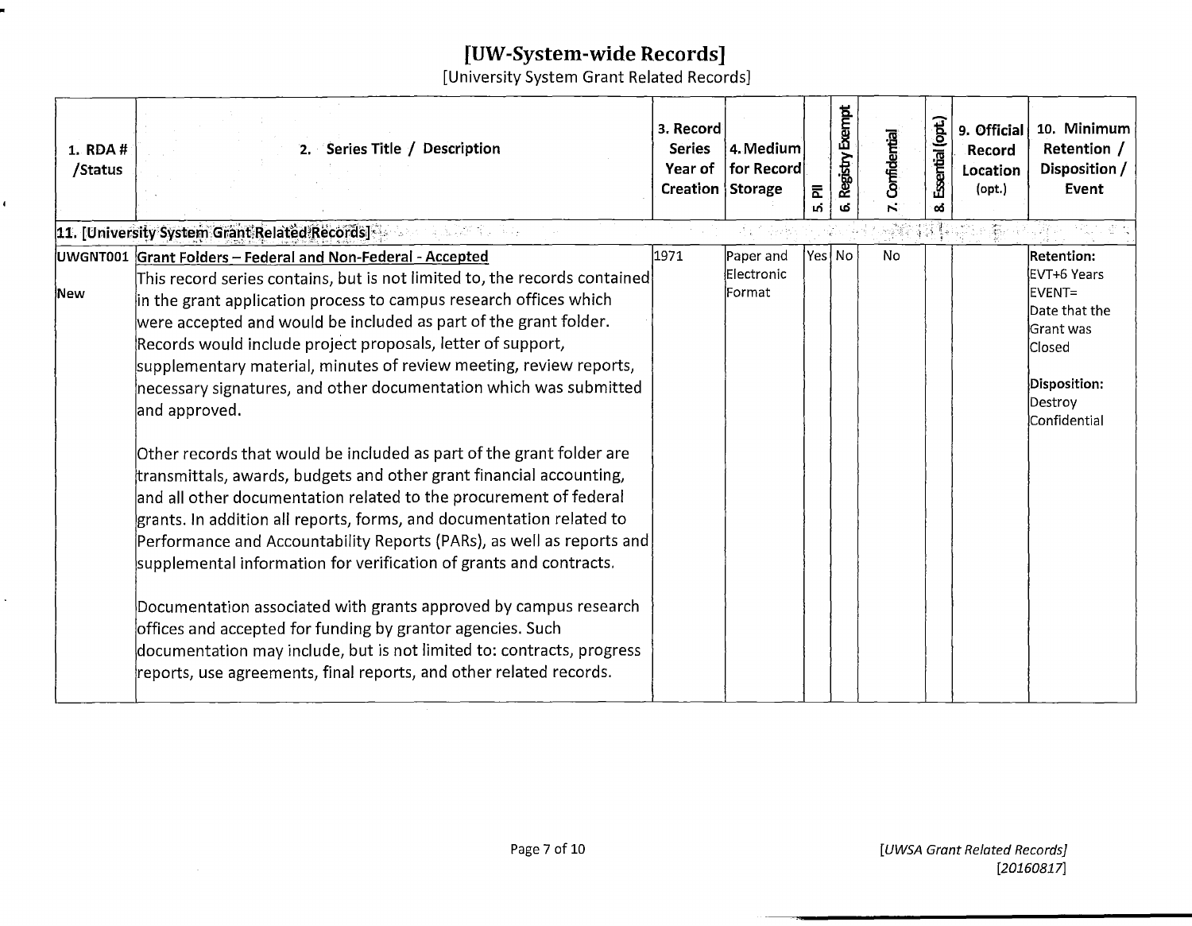# [UW-System-wide Records]

[University System Grant Related Records]

| 1. RDA # /Status | 2. Series Title / Description | 3. Record Series Year of Creation | 4. Medium for Record Storage | 5. PII | 6. Registry Exempt | 7. Confidential | 8. Essential (opt.) | 9. Official Record Location (opt.) | 10. Minimum Retention / Disposition / Event |
|---|---|---|---|---|---|---|---|---|---|
| **11. [University System Grant Related Records]** | | | | | | | | | |
| UWGNT001<br><br>New | **Grant Folders – Federal and Non-Federal - Accepted**<br>This record series contains, but is not limited to, the records contained in the grant application process to campus research offices which were accepted and would be included as part of the grant folder. Records would include project proposals, letter of support, supplementary material, minutes of review meeting, review reports, necessary signatures, and other documentation which was submitted and approved.<br><br>Other records that would be included as part of the grant folder are transmittals, awards, budgets and other grant financial accounting, and all other documentation related to the procurement of federal grants. In addition all reports, forms, and documentation related to Performance and Accountability Reports (PARs), as well as reports and supplemental information for verification of grants and contracts.<br><br>Documentation associated with grants approved by campus research offices and accepted for funding by grantor agencies. Such documentation may include, but is not limited to: contracts, progress reports, use agreements, final reports, and other related records. | 1971 | Paper and Electronic Format | Yes | No | No | | | **Retention:**<br>EVT+6 Years<br>EVENT= Date that the Grant was Closed<br><br>**Disposition:**<br>Destroy Confidential |

*[UWSA Grant Related Records]*
*[20160817]*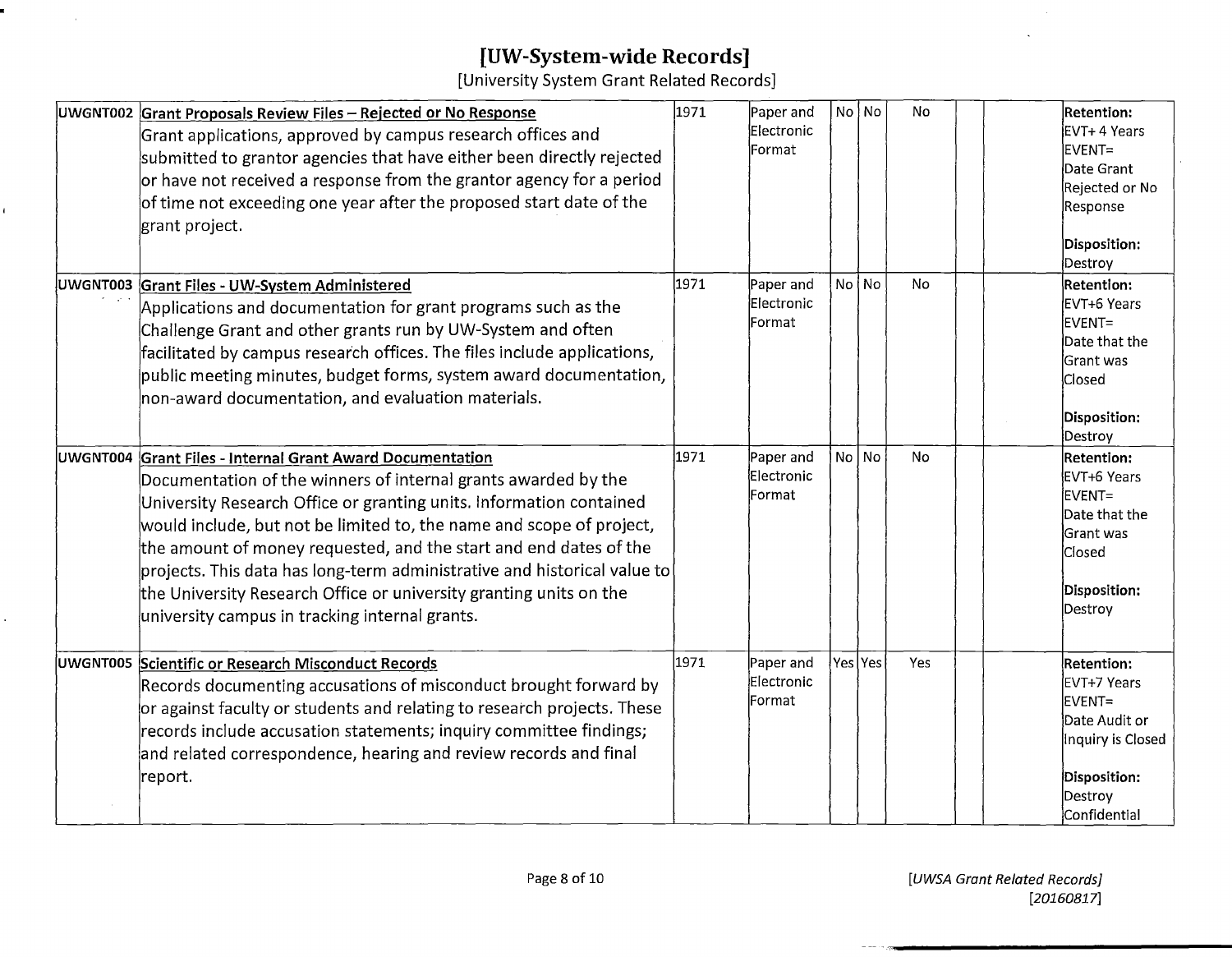# [UW-System-wide Records]

[University System Grant Related Records]

| | | | | | | | | | |
|---|---|---|---|---|---|---|---|---|---|
| UWGNT002 | **Grant Proposals Review Files – Rejected or No Response**<br>Grant applications, approved by campus research offices and submitted to grantor agencies that have either been directly rejected or have not received a response from the grantor agency for a period of time not exceeding one year after the proposed start date of the grant project. | 1971 | Paper and Electronic Format | No | No | No | | | **Retention:** EVT+ 4 Years EVENT= Date Grant Rejected or No Response<br><br>**Disposition:** Destroy |
| UWGNT003 | **Grant Files - UW-System Administered**<br>Applications and documentation for grant programs such as the Challenge Grant and other grants run by UW-System and often facilitated by campus research offices. The files include applications, public meeting minutes, budget forms, system award documentation, non-award documentation, and evaluation materials. | 1971 | Paper and Electronic Format | No | No | No | | | **Retention:** EVT+6 Years EVENT= Date that the Grant was Closed<br><br>**Disposition:** Destroy |
| UWGNT004 | **Grant Files - Internal Grant Award Documentation**<br>Documentation of the winners of internal grants awarded by the University Research Office or granting units. Information contained would include, but not be limited to, the name and scope of project, the amount of money requested, and the start and end dates of the projects. This data has long-term administrative and historical value to the University Research Office or university granting units on the university campus in tracking internal grants. | 1971 | Paper and Electronic Format | No | No | No | | | **Retention:** EVT+6 Years EVENT= Date that the Grant was Closed<br><br>**Disposition:** Destroy |
| UWGNT005 | **Scientific or Research Misconduct Records**<br>Records documenting accusations of misconduct brought forward by or against faculty or students and relating to research projects. These records include accusation statements; inquiry committee findings; and related correspondence, hearing and review records and final report. | 1971 | Paper and Electronic Format | Yes | Yes | Yes | | | **Retention:** EVT+7 Years EVENT= Date Audit or Inquiry is Closed<br><br>**Disposition:** Destroy Confidential |

[UWSA Grant Related Records]
[20160817]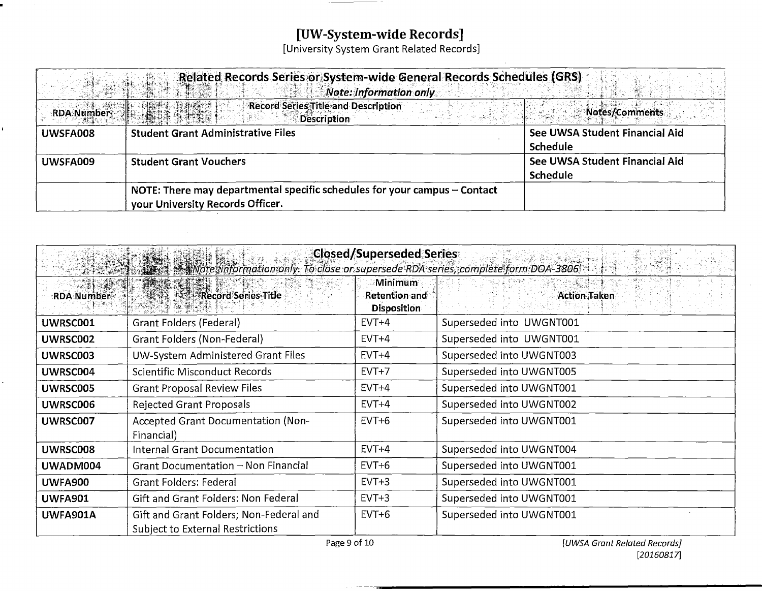# [UW-System-wide Records]

[University System Grant Related Records]

| Related Records Series or System-wide General Records Schedules (GRS) *Note: information only* | | |
|---|---|---|
| **RDA Number** | **Record Series Title and Description** | **Notes/Comments** |
| **UWSFA008** | **Student Grant Administrative Files** | **See UWSA Student Financial Aid Schedule** |
| **UWSFA009** | **Student Grant Vouchers** | **See UWSA Student Financial Aid Schedule** |
| | **NOTE: There may departmental specific schedules for your campus – Contact your University Records Officer.** | |

| Closed/Superseded Series *Note: information only. To close or supersede RDA series, complete form DOA-3806* | | | |
|---|---|---|---|
| **RDA Number** | **Record Series Title** | **Minimum Retention and Disposition** | **Action Taken** |
| **UWRSC001** | Grant Folders (Federal) | EVT+4 | Superseded into UWGNT001 |
| **UWRSC002** | Grant Folders (Non-Federal) | EVT+4 | Superseded into UWGNT001 |
| **UWRSC003** | UW-System Administered Grant Files | EVT+4 | Superseded into UWGNT003 |
| **UWRSC004** | Scientific Misconduct Records | EVT+7 | Superseded into UWGNT005 |
| **UWRSC005** | Grant Proposal Review Files | EVT+4 | Superseded into UWGNT001 |
| **UWRSC006** | Rejected Grant Proposals | EVT+4 | Superseded into UWGNT002 |
| **UWRSC007** | Accepted Grant Documentation (Non-Financial) | EVT+6 | Superseded into UWGNT001 |
| **UWRSC008** | Internal Grant Documentation | EVT+4 | Superseded into UWGNT004 |
| **UWADM004** | Grant Documentation – Non Financial | EVT+6 | Superseded into UWGNT001 |
| **UWFA900** | Grant Folders: Federal | EVT+3 | Superseded into UWGNT001 |
| **UWFA901** | Gift and Grant Folders: Non Federal | EVT+3 | Superseded into UWGNT001 |
| **UWFA901A** | Gift and Grant Folders; Non-Federal and Subject to External Restrictions | EVT+6 | Superseded into UWGNT001 |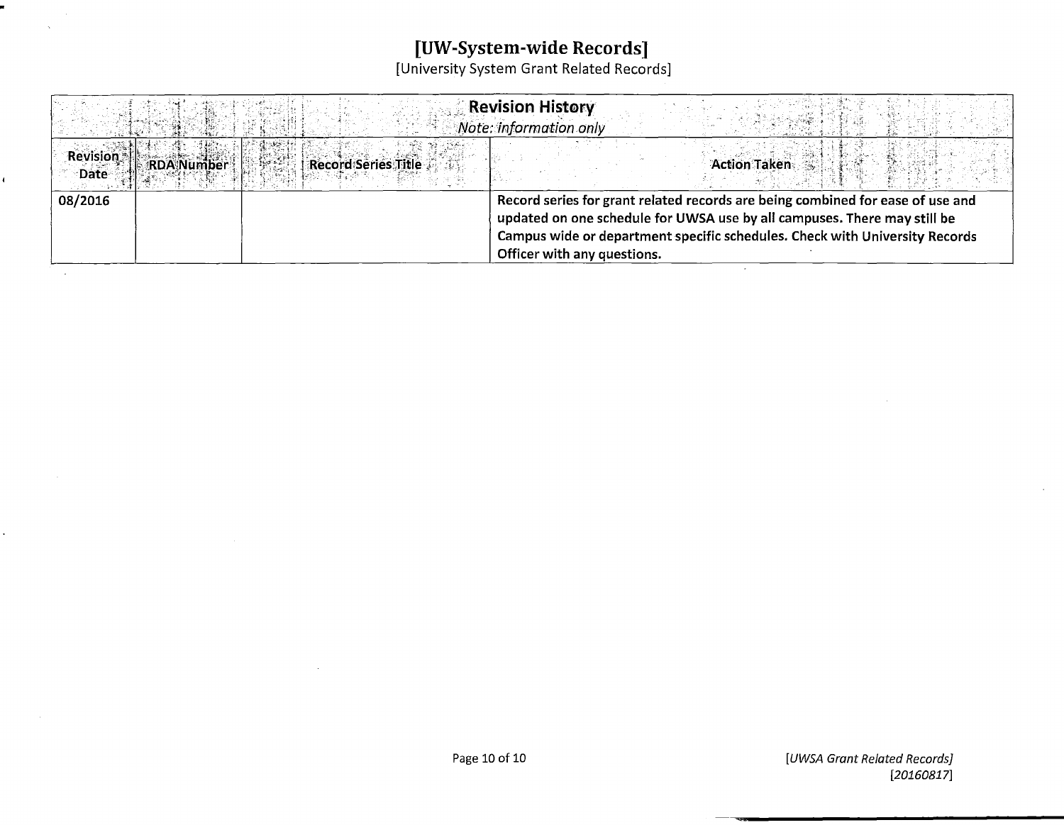# [UW-System-wide Records]

[University System Grant Related Records]

| Revision History *Note: information only* | | | |
|---|---|---|---|
| Revision Date | RDA Number | Record Series Title | Action Taken |
| 08/2016 | | | **Record series for grant related records are being combined for ease of use and updated on one schedule for UWSA use by all campuses. There may still be Campus wide or department specific schedules. Check with University Records Officer with any questions.** |